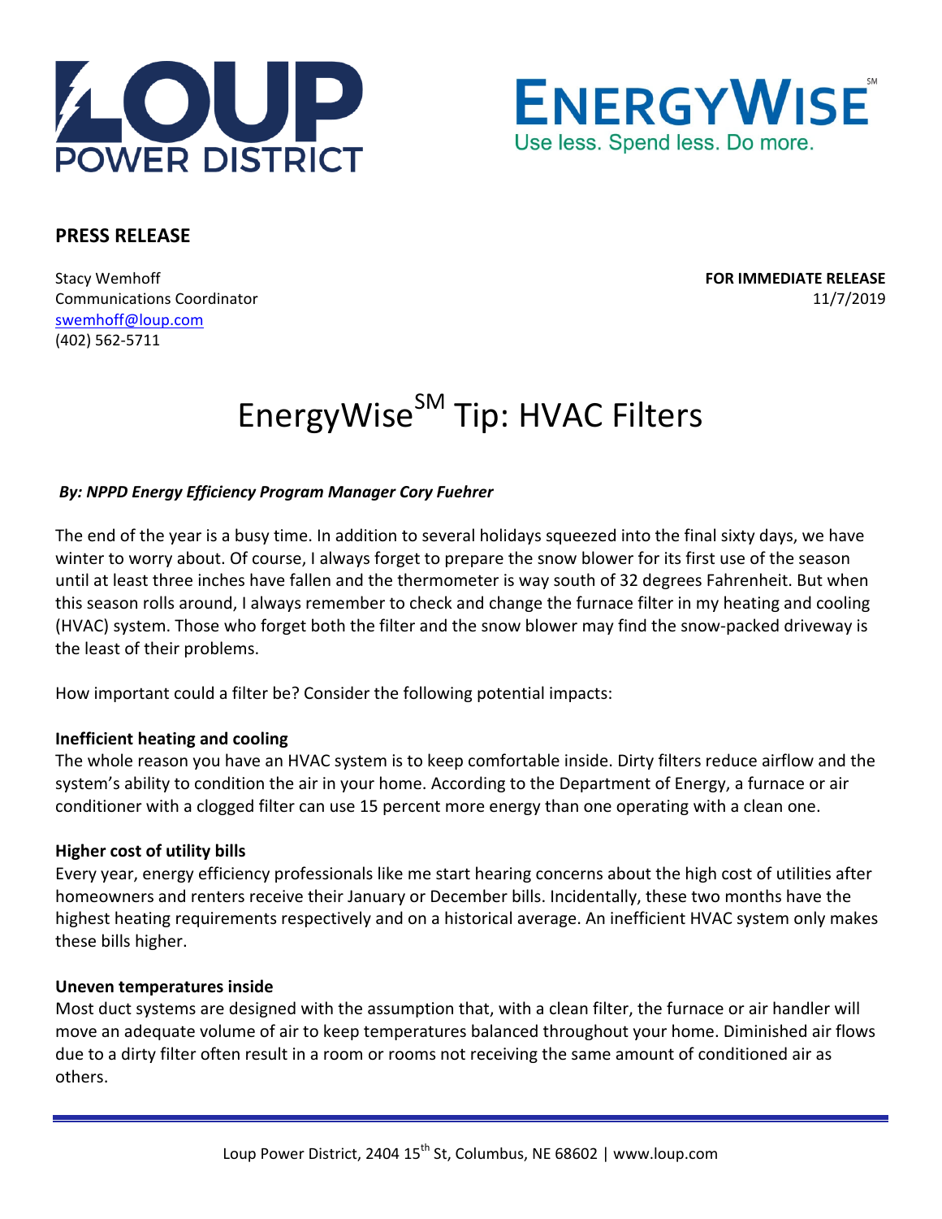LOUP POWER DISTRICT

ENERGYWISE[SM]
Use less. Spend less. Do more.

**PRESS RELEASE**

Stacy Wemhoff
Communications Coordinator
swemhoff@loup.com
(402) 562-5711

**FOR IMMEDIATE RELEASE**
11/7/2019

# EnergyWise[SM] Tip: HVAC Filters

***By: NPPD Energy Efficiency Program Manager Cory Fuehrer***

The end of the year is a busy time. In addition to several holidays squeezed into the final sixty days, we have winter to worry about. Of course, I always forget to prepare the snow blower for its first use of the season until at least three inches have fallen and the thermometer is way south of 32 degrees Fahrenheit. But when this season rolls around, I always remember to check and change the furnace filter in my heating and cooling (HVAC) system. Those who forget both the filter and the snow blower may find the snow-packed driveway is the least of their problems.

How important could a filter be? Consider the following potential impacts:

**Inefficient heating and cooling**
The whole reason you have an HVAC system is to keep comfortable inside. Dirty filters reduce airflow and the system's ability to condition the air in your home. According to the Department of Energy, a furnace or air conditioner with a clogged filter can use 15 percent more energy than one operating with a clean one.

**Higher cost of utility bills**
Every year, energy efficiency professionals like me start hearing concerns about the high cost of utilities after homeowners and renters receive their January or December bills. Incidentally, these two months have the highest heating requirements respectively and on a historical average. An inefficient HVAC system only makes these bills higher.

**Uneven temperatures inside**
Most duct systems are designed with the assumption that, with a clean filter, the furnace or air handler will move an adequate volume of air to keep temperatures balanced throughout your home. Diminished air flows due to a dirty filter often result in a room or rooms not receiving the same amount of conditioned air as others.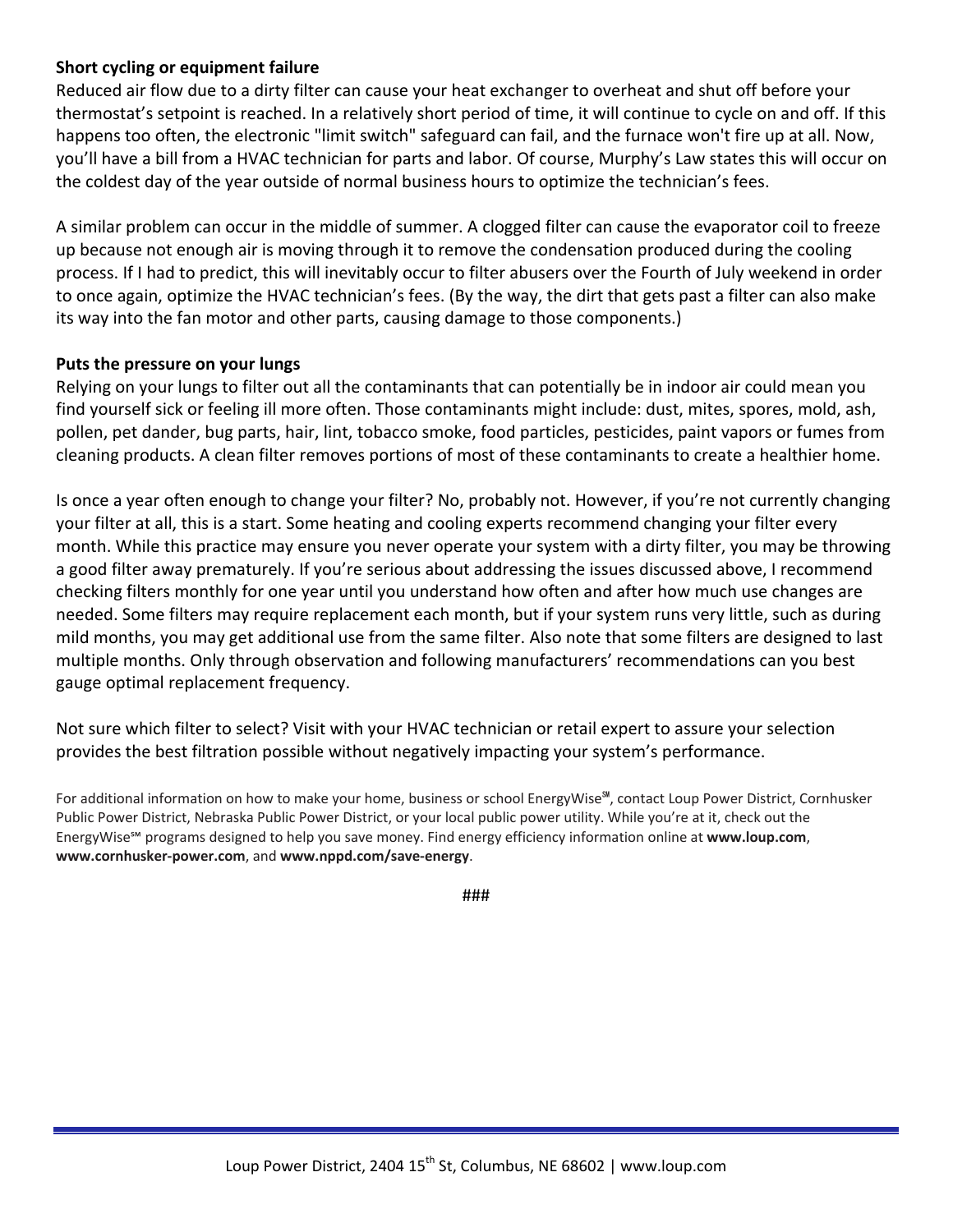**Short cycling or equipment failure**
Reduced air flow due to a dirty filter can cause your heat exchanger to overheat and shut off before your thermostat's setpoint is reached. In a relatively short period of time, it will continue to cycle on and off. If this happens too often, the electronic "limit switch" safeguard can fail, and the furnace won't fire up at all. Now, you'll have a bill from a HVAC technician for parts and labor. Of course, Murphy's Law states this will occur on the coldest day of the year outside of normal business hours to optimize the technician's fees.

A similar problem can occur in the middle of summer. A clogged filter can cause the evaporator coil to freeze up because not enough air is moving through it to remove the condensation produced during the cooling process. If I had to predict, this will inevitably occur to filter abusers over the Fourth of July weekend in order to once again, optimize the HVAC technician's fees. (By the way, the dirt that gets past a filter can also make its way into the fan motor and other parts, causing damage to those components.)

**Puts the pressure on your lungs**
Relying on your lungs to filter out all the contaminants that can potentially be in indoor air could mean you find yourself sick or feeling ill more often. Those contaminants might include: dust, mites, spores, mold, ash, pollen, pet dander, bug parts, hair, lint, tobacco smoke, food particles, pesticides, paint vapors or fumes from cleaning products. A clean filter removes portions of most of these contaminants to create a healthier home.

Is once a year often enough to change your filter? No, probably not. However, if you're not currently changing your filter at all, this is a start. Some heating and cooling experts recommend changing your filter every month. While this practice may ensure you never operate your system with a dirty filter, you may be throwing a good filter away prematurely. If you're serious about addressing the issues discussed above, I recommend checking filters monthly for one year until you understand how often and after how much use changes are needed. Some filters may require replacement each month, but if your system runs very little, such as during mild months, you may get additional use from the same filter. Also note that some filters are designed to last multiple months. Only through observation and following manufacturers' recommendations can you best gauge optimal replacement frequency.

Not sure which filter to select? Visit with your HVAC technician or retail expert to assure your selection provides the best filtration possible without negatively impacting your system's performance.

For additional information on how to make your home, business or school EnergyWise℠, contact Loup Power District, Cornhusker Public Power District, Nebraska Public Power District, or your local public power utility. While you're at it, check out the EnergyWise℠ programs designed to help you save money. Find energy efficiency information online at **www.loup.com**, **www.cornhusker-power.com**, and **www.nppd.com/save-energy**.

###

Loup Power District, 2404 15th St, Columbus, NE 68602 | www.loup.com